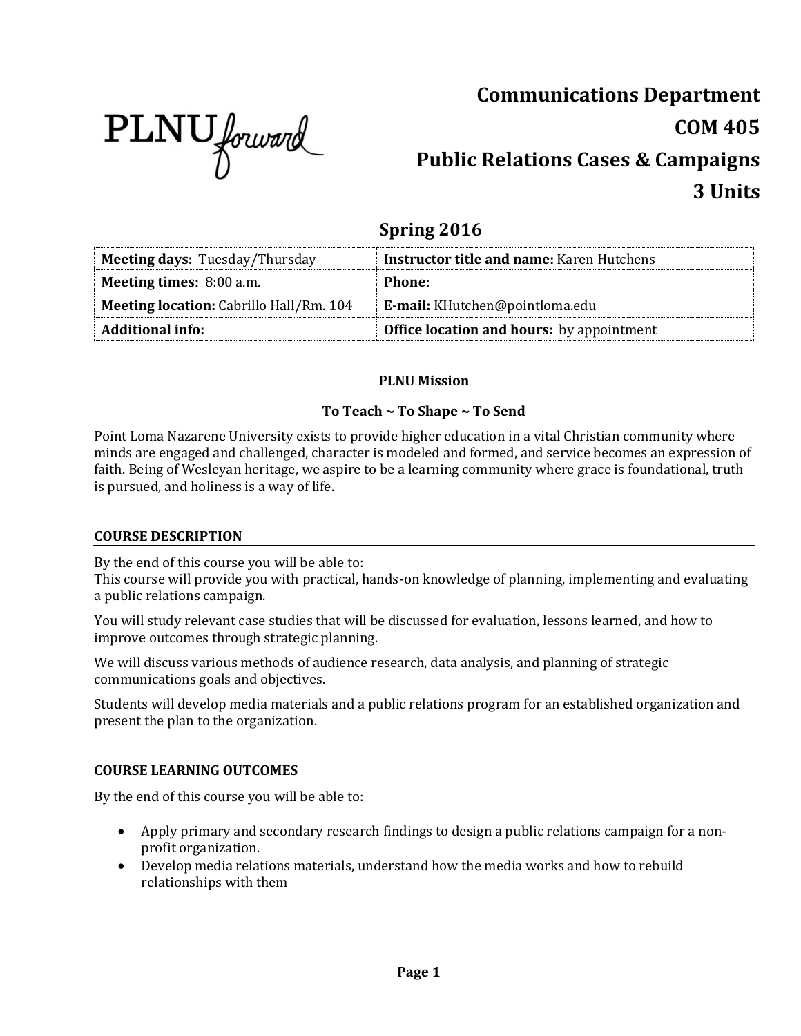PLNU *forward*

# Communications Department

# COM 405

# Public Relations Cases & Campaigns

# 3 Units

## Spring 2016

| **Meeting days:** Tuesday/Thursday | **Instructor title and name:** Karen Hutchens |
|---|---|
| **Meeting times:** 8:00 a.m. | **Phone:** |
| **Meeting location:** Cabrillo Hall/Rm. 104 | **E-mail:** KHutchen@pointloma.edu |
| **Additional info:** | **Office location and hours:** by appointment |

**PLNU Mission**

**To Teach ~ To Shape ~ To Send**

Point Loma Nazarene University exists to provide higher education in a vital Christian community where minds are engaged and challenged, character is modeled and formed, and service becomes an expression of faith. Being of Wesleyan heritage, we aspire to be a learning community where grace is foundational, truth is pursued, and holiness is a way of life.

## COURSE DESCRIPTION

By the end of this course you will be able to:
This course will provide you with practical, hands-on knowledge of planning, implementing and evaluating a public relations campaign.

You will study relevant case studies that will be discussed for evaluation, lessons learned, and how to improve outcomes through strategic planning.

We will discuss various methods of audience research, data analysis, and planning of strategic communications goals and objectives.

Students will develop media materials and a public relations program for an established organization and present the plan to the organization.

## COURSE LEARNING OUTCOMES

By the end of this course you will be able to:

- Apply primary and secondary research findings to design a public relations campaign for a non-profit organization.
- Develop media relations materials, understand how the media works and how to rebuild relationships with them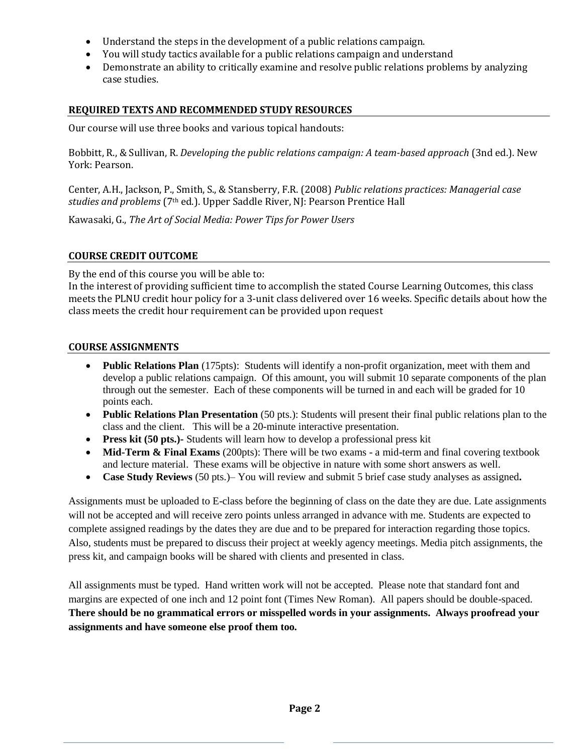- Understand the steps in the development of a public relations campaign.
- You will study tactics available for a public relations campaign and understand
- Demonstrate an ability to critically examine and resolve public relations problems by analyzing case studies.

## REQUIRED TEXTS AND RECOMMENDED STUDY RESOURCES

Our course will use three books and various topical handouts:

Bobbitt, R., & Sullivan, R. *Developing the public relations campaign: A team-based approach* (3nd ed.). New York: Pearson.

Center, A.H., Jackson, P., Smith, S., & Stansberry, F.R. (2008) *Public relations practices: Managerial case studies and problems* (7th ed.). Upper Saddle River, NJ: Pearson Prentice Hall

Kawasaki, G., *The Art of Social Media: Power Tips for Power Users*

## COURSE CREDIT OUTCOME

By the end of this course you will be able to:
In the interest of providing sufficient time to accomplish the stated Course Learning Outcomes, this class meets the PLNU credit hour policy for a 3-unit class delivered over 16 weeks. Specific details about how the class meets the credit hour requirement can be provided upon request

## COURSE ASSIGNMENTS

- **Public Relations Plan** (175pts): Students will identify a non-profit organization, meet with them and develop a public relations campaign. Of this amount, you will submit 10 separate components of the plan through out the semester. Each of these components will be turned in and each will be graded for 10 points each.
- **Public Relations Plan Presentation** (50 pts.): Students will present their final public relations plan to the class and the client. This will be a 20-minute interactive presentation.
- **Press kit (50 pts.)-** Students will learn how to develop a professional press kit
- **Mid-Term & Final Exams** (200pts): There will be two exams - a mid-term and final covering textbook and lecture material. These exams will be objective in nature with some short answers as well.
- **Case Study Reviews** (50 pts.)– You will review and submit 5 brief case study analyses as assigned**.**

Assignments must be uploaded to E-class before the beginning of class on the date they are due. Late assignments will not be accepted and will receive zero points unless arranged in advance with me. Students are expected to complete assigned readings by the dates they are due and to be prepared for interaction regarding those topics. Also, students must be prepared to discuss their project at weekly agency meetings. Media pitch assignments, the press kit, and campaign books will be shared with clients and presented in class.

All assignments must be typed. Hand written work will not be accepted. Please note that standard font and margins are expected of one inch and 12 point font (Times New Roman). All papers should be double-spaced. **There should be no grammatical errors or misspelled words in your assignments. Always proofread your assignments and have someone else proof them too.**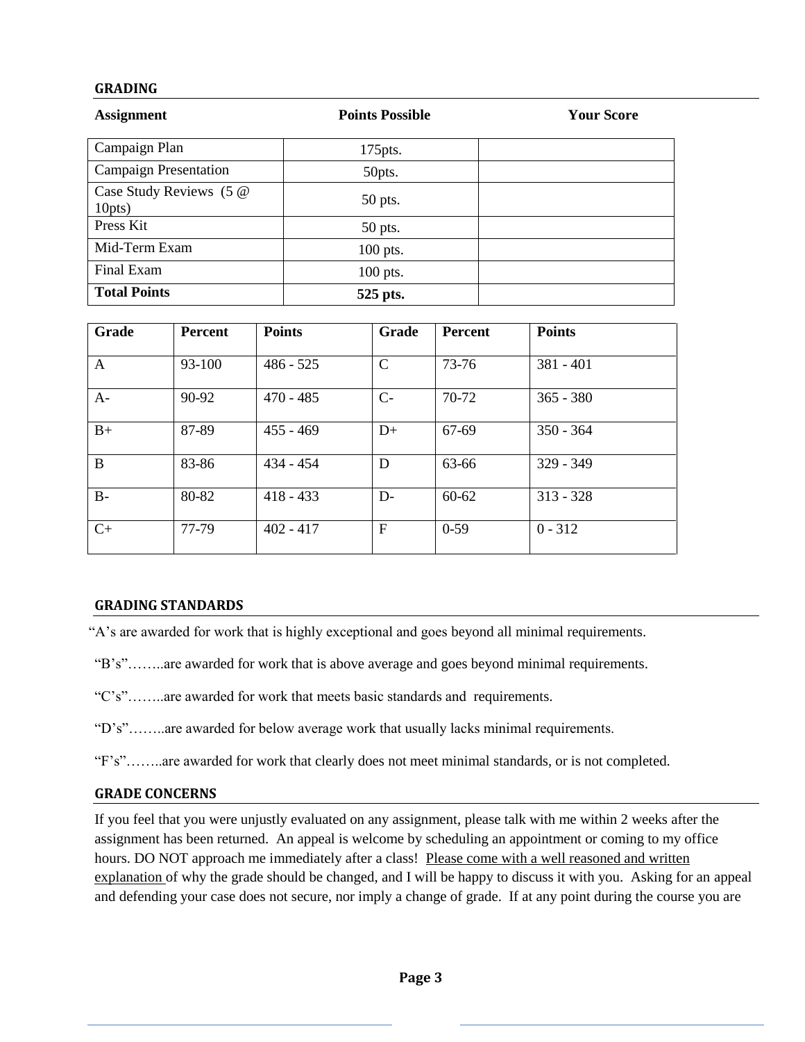## GRADING

| Assignment | Points Possible | Your Score |
|---|---|---|
| Campaign Plan | 175pts. | |
| Campaign Presentation | 50pts. | |
| Case Study Reviews (5 @ 10pts) | 50 pts. | |
| Press Kit | 50 pts. | |
| Mid-Term Exam | 100 pts. | |
| Final Exam | 100 pts. | |
| **Total Points** | **525 pts.** | |

| Grade | Percent | Points | Grade | Percent | Points |
|---|---|---|---|---|---|
| A | 93-100 | 486 - 525 | C | 73-76 | 381 - 401 |
| A- | 90-92 | 470 - 485 | C- | 70-72 | 365 - 380 |
| B+ | 87-89 | 455 - 469 | D+ | 67-69 | 350 - 364 |
| B | 83-86 | 434 - 454 | D | 63-66 | 329 - 349 |
| B- | 80-82 | 418 - 433 | D- | 60-62 | 313 - 328 |
| C+ | 77-79 | 402 - 417 | F | 0-59 | 0 - 312 |

## GRADING STANDARDS

"A's are awarded for work that is highly exceptional and goes beyond all minimal requirements.

"B's"……..are awarded for work that is above average and goes beyond minimal requirements.

"C's"……..are awarded for work that meets basic standards and requirements.

"D's"……..are awarded for below average work that usually lacks minimal requirements.

"F's"……..are awarded for work that clearly does not meet minimal standards, or is not completed.

## GRADE CONCERNS

If you feel that you were unjustly evaluated on any assignment, please talk with me within 2 weeks after the assignment has been returned. An appeal is welcome by scheduling an appointment or coming to my office hours. DO NOT approach me immediately after a class! <u>Please come with a well reasoned and written explanation</u> of why the grade should be changed, and I will be happy to discuss it with you. Asking for an appeal and defending your case does not secure, nor imply a change of grade. If at any point during the course you are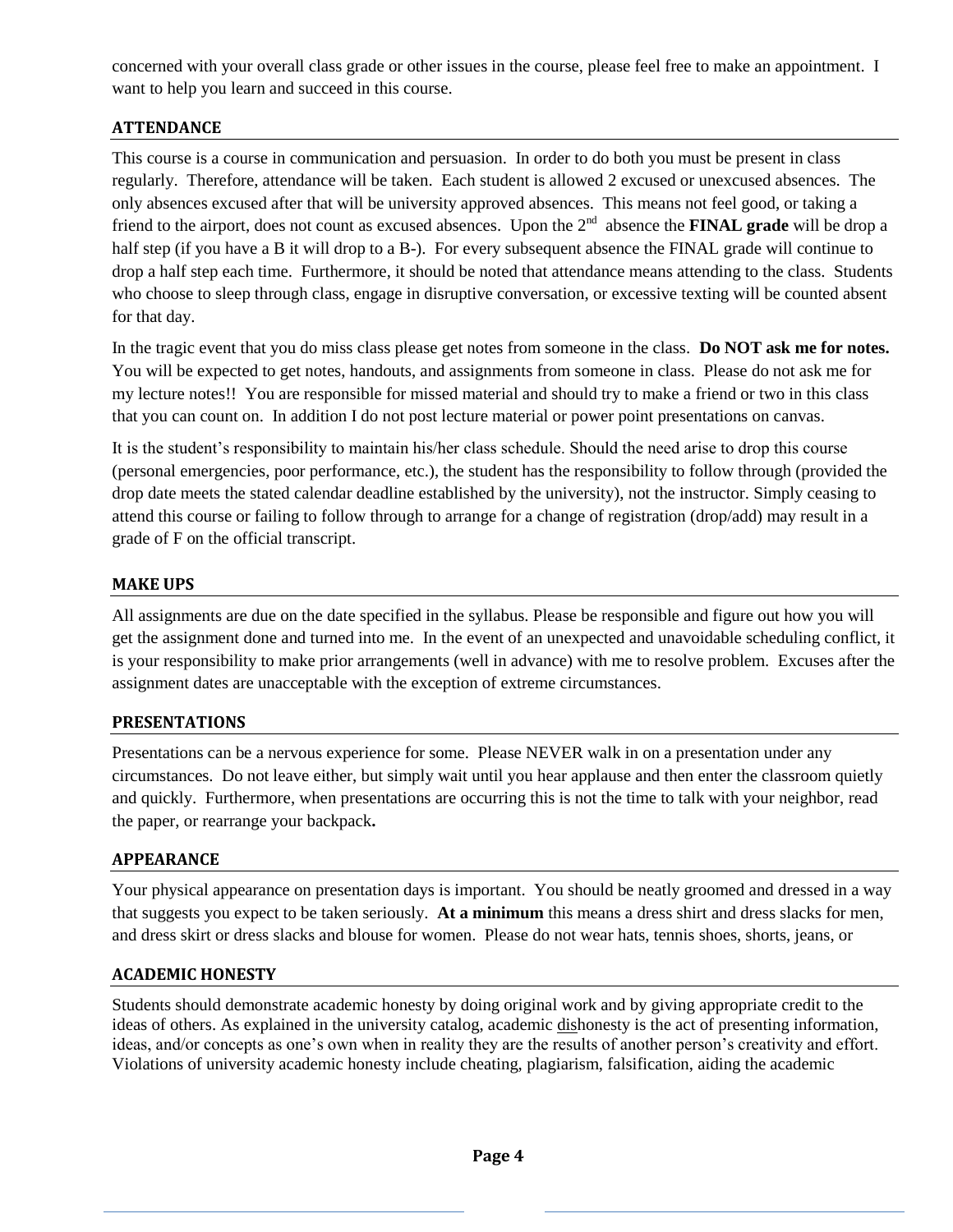concerned with your overall class grade or other issues in the course, please feel free to make an appointment. I want to help you learn and succeed in this course.

## ATTENDANCE

This course is a course in communication and persuasion. In order to do both you must be present in class regularly. Therefore, attendance will be taken. Each student is allowed 2 excused or unexcused absences. The only absences excused after that will be university approved absences. This means not feel good, or taking a friend to the airport, does not count as excused absences. Upon the 2nd absence the **FINAL grade** will be drop a half step (if you have a B it will drop to a B-). For every subsequent absence the FINAL grade will continue to drop a half step each time. Furthermore, it should be noted that attendance means attending to the class. Students who choose to sleep through class, engage in disruptive conversation, or excessive texting will be counted absent for that day.

In the tragic event that you do miss class please get notes from someone in the class. **Do NOT ask me for notes.** You will be expected to get notes, handouts, and assignments from someone in class. Please do not ask me for my lecture notes!! You are responsible for missed material and should try to make a friend or two in this class that you can count on. In addition I do not post lecture material or power point presentations on canvas.

It is the student's responsibility to maintain his/her class schedule. Should the need arise to drop this course (personal emergencies, poor performance, etc.), the student has the responsibility to follow through (provided the drop date meets the stated calendar deadline established by the university), not the instructor. Simply ceasing to attend this course or failing to follow through to arrange for a change of registration (drop/add) may result in a grade of F on the official transcript.

## MAKE UPS

All assignments are due on the date specified in the syllabus. Please be responsible and figure out how you will get the assignment done and turned into me. In the event of an unexpected and unavoidable scheduling conflict, it is your responsibility to make prior arrangements (well in advance) with me to resolve problem. Excuses after the assignment dates are unacceptable with the exception of extreme circumstances.

## PRESENTATIONS

Presentations can be a nervous experience for some. Please NEVER walk in on a presentation under any circumstances. Do not leave either, but simply wait until you hear applause and then enter the classroom quietly and quickly. Furthermore, when presentations are occurring this is not the time to talk with your neighbor, read the paper, or rearrange your backpack**.**

## APPEARANCE

Your physical appearance on presentation days is important. You should be neatly groomed and dressed in a way that suggests you expect to be taken seriously. **At a minimum** this means a dress shirt and dress slacks for men, and dress skirt or dress slacks and blouse for women. Please do not wear hats, tennis shoes, shorts, jeans, or

## ACADEMIC HONESTY

Students should demonstrate academic honesty by doing original work and by giving appropriate credit to the ideas of others. As explained in the university catalog, academic dishonesty is the act of presenting information, ideas, and/or concepts as one's own when in reality they are the results of another person's creativity and effort. Violations of university academic honesty include cheating, plagiarism, falsification, aiding the academic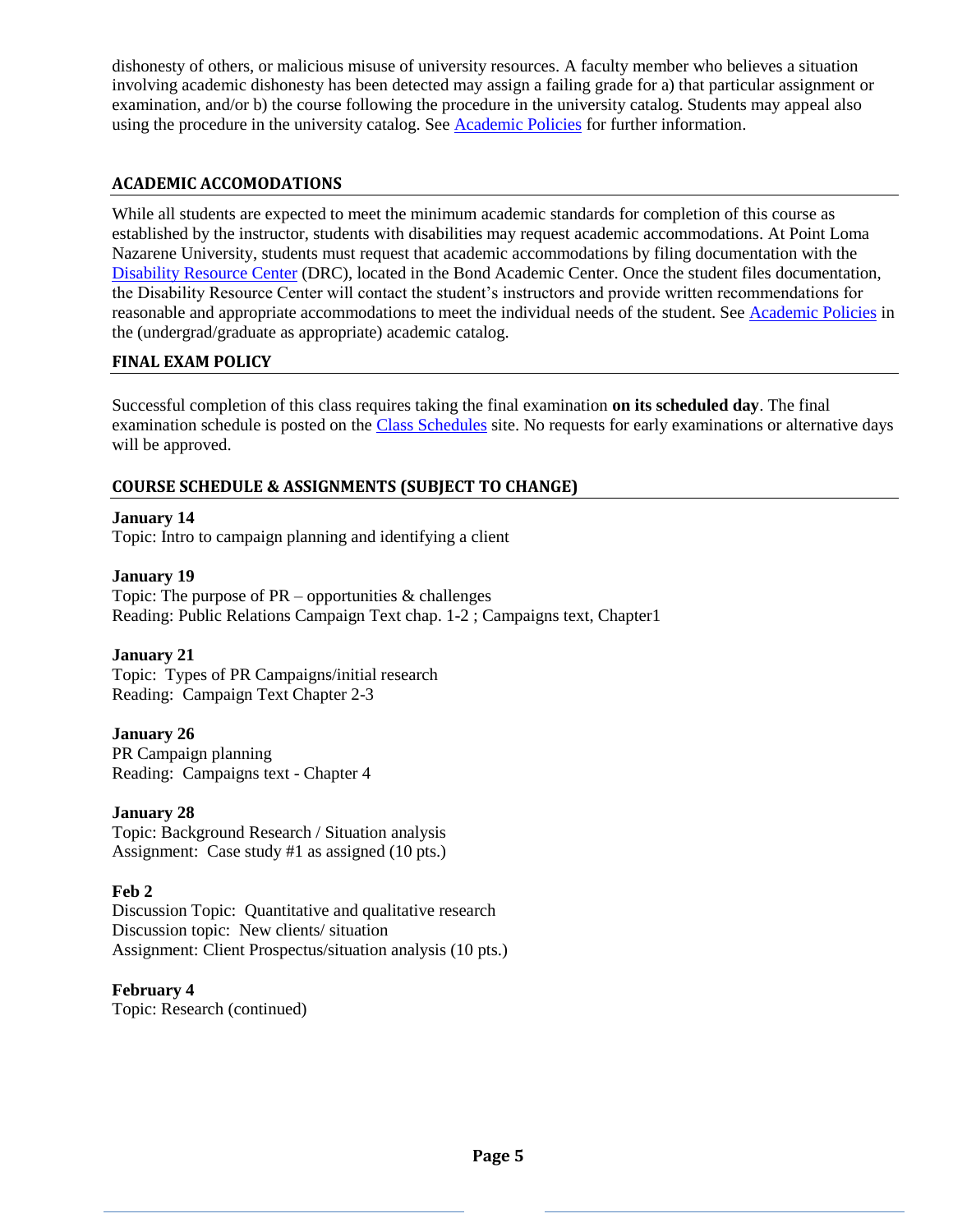dishonesty of others, or malicious misuse of university resources. A faculty member who believes a situation involving academic dishonesty has been detected may assign a failing grade for a) that particular assignment or examination, and/or b) the course following the procedure in the university catalog. Students may appeal also using the procedure in the university catalog. See Academic Policies for further information.

## ACADEMIC ACCOMODATIONS

While all students are expected to meet the minimum academic standards for completion of this course as established by the instructor, students with disabilities may request academic accommodations. At Point Loma Nazarene University, students must request that academic accommodations by filing documentation with the Disability Resource Center (DRC), located in the Bond Academic Center. Once the student files documentation, the Disability Resource Center will contact the student's instructors and provide written recommendations for reasonable and appropriate accommodations to meet the individual needs of the student. See Academic Policies in the (undergrad/graduate as appropriate) academic catalog.

## FINAL EXAM POLICY

Successful completion of this class requires taking the final examination **on its scheduled day**. The final examination schedule is posted on the Class Schedules site. No requests for early examinations or alternative days will be approved.

## COURSE SCHEDULE & ASSIGNMENTS (SUBJECT TO CHANGE)

**January 14**
Topic: Intro to campaign planning and identifying a client

**January 19**
Topic: The purpose of PR – opportunities & challenges
Reading: Public Relations Campaign Text chap. 1-2 ; Campaigns text, Chapter1

**January 21**
Topic: Types of PR Campaigns/initial research
Reading: Campaign Text Chapter 2-3

**January 26**
PR Campaign planning
Reading: Campaigns text - Chapter 4

**January 28**
Topic: Background Research / Situation analysis
Assignment: Case study #1 as assigned (10 pts.)

**Feb 2**
Discussion Topic: Quantitative and qualitative research
Discussion topic: New clients/ situation
Assignment: Client Prospectus/situation analysis (10 pts.)

**February 4**
Topic: Research (continued)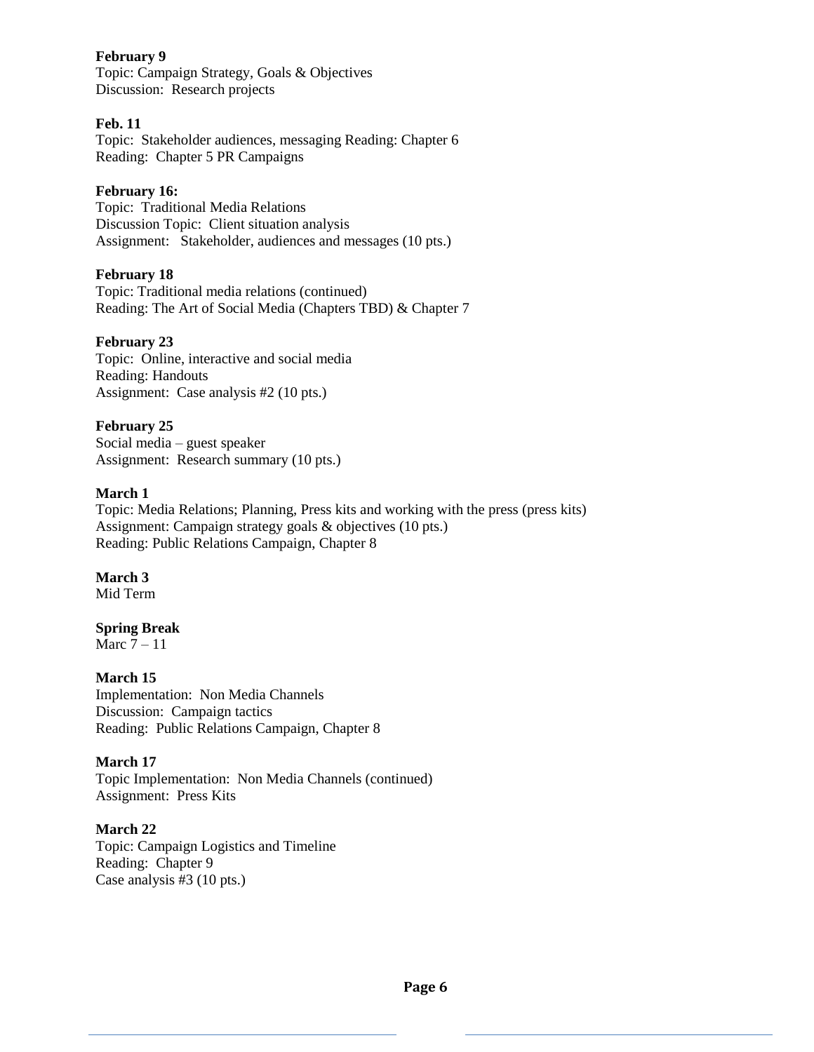**February 9**
Topic: Campaign Strategy, Goals & Objectives
Discussion: Research projects

**Feb. 11**
Topic: Stakeholder audiences, messaging Reading: Chapter 6
Reading: Chapter 5 PR Campaigns

**February 16:**
Topic: Traditional Media Relations
Discussion Topic: Client situation analysis
Assignment: Stakeholder, audiences and messages (10 pts.)

**February 18**
Topic: Traditional media relations (continued)
Reading: The Art of Social Media (Chapters TBD) & Chapter 7

**February 23**
Topic: Online, interactive and social media
Reading: Handouts
Assignment: Case analysis #2 (10 pts.)

**February 25**
Social media – guest speaker
Assignment: Research summary (10 pts.)

**March 1**
Topic: Media Relations; Planning, Press kits and working with the press (press kits)
Assignment: Campaign strategy goals & objectives (10 pts.)
Reading: Public Relations Campaign, Chapter 8

**March 3**
Mid Term

**Spring Break**
Marc 7 – 11

**March 15**
Implementation: Non Media Channels
Discussion: Campaign tactics
Reading: Public Relations Campaign, Chapter 8

**March 17**
Topic Implementation: Non Media Channels (continued)
Assignment: Press Kits

**March 22**
Topic: Campaign Logistics and Timeline
Reading: Chapter 9
Case analysis #3 (10 pts.)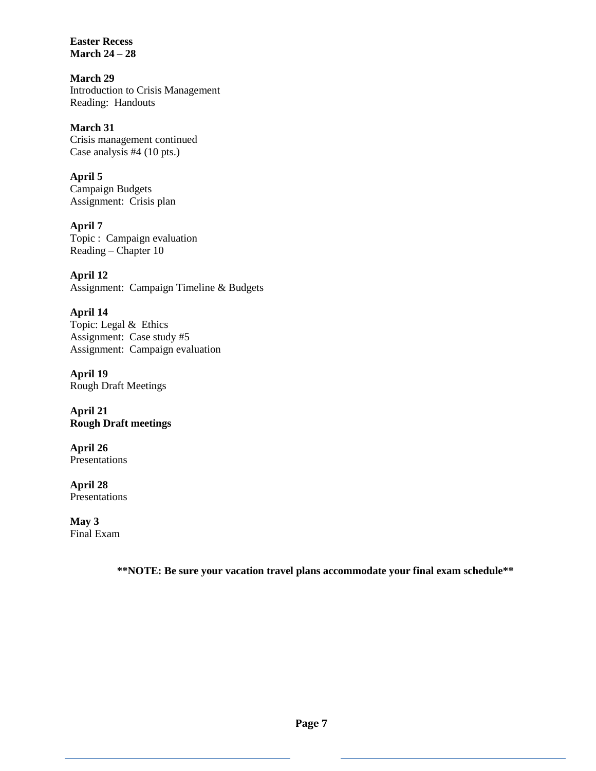**Easter Recess**
**March 24 – 28**

**March 29**
Introduction to Crisis Management
Reading: Handouts

**March 31**
Crisis management continued
Case analysis #4 (10 pts.)

**April 5**
Campaign Budgets
Assignment: Crisis plan

**April 7**
Topic : Campaign evaluation
Reading – Chapter 10

**April 12**
Assignment: Campaign Timeline & Budgets

**April 14**
Topic: Legal & Ethics
Assignment: Case study #5
Assignment: Campaign evaluation

**April 19**
Rough Draft Meetings

**April 21**
**Rough Draft meetings**

**April 26**
Presentations

**April 28**
Presentations

**May 3**
Final Exam

**NOTE: Be sure your vacation travel plans accommodate your final exam schedule**